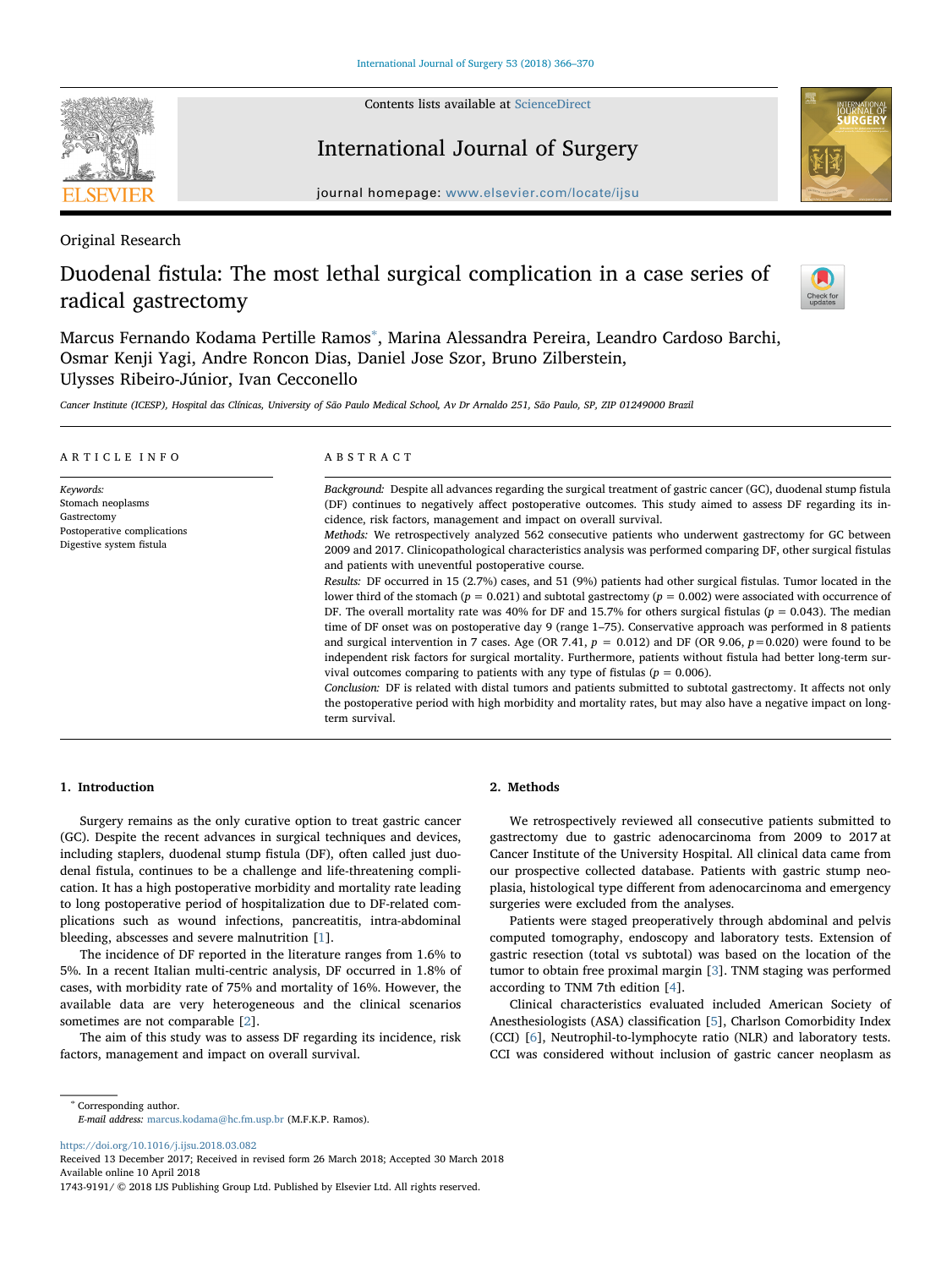Original Research

# Duodenal fistula: The most lethal surgical complication in a case series of radical gastrectomy

Marcus Fernando Kodama Pertille Ramos*, Marina Alessandra Pereira, Leandro Cardoso Barchi, Osmar Kenji Yagi, Andre Roncon Dias, Daniel Jose Szor, Bruno Zilberstein, Ulysses Ribeiro-Júnior, Ivan Cecconello

*Cancer Institute (ICESP), Hospital das Clínicas, University of São Paulo Medical School, Av Dr Arnaldo 251, São Paulo, SP, ZIP 01249000 Brazil*

## ARTICLE INFO

*Keywords:*
Stomach neoplasms
Gastrectomy
Postoperative complications
Digestive system fistula

## ABSTRACT

*Background:* Despite all advances regarding the surgical treatment of gastric cancer (GC), duodenal stump fistula (DF) continues to negatively affect postoperative outcomes. This study aimed to assess DF regarding its incidence, risk factors, management and impact on overall survival.

*Methods:* We retrospectively analyzed 562 consecutive patients who underwent gastrectomy for GC between 2009 and 2017. Clinicopathological characteristics analysis was performed comparing DF, other surgical fistulas and patients with uneventful postoperative course.

*Results:* DF occurred in 15 (2.7%) cases, and 51 (9%) patients had other surgical fistulas. Tumor located in the lower third of the stomach ($p = 0.021$) and subtotal gastrectomy ($p = 0.002$) were associated with occurrence of DF. The overall mortality rate was 40% for DF and 15.7% for others surgical fistulas ($p = 0.043$). The median time of DF onset was on postoperative day 9 (range 1–75). Conservative approach was performed in 8 patients and surgical intervention in 7 cases. Age (OR 7.41, $p = 0.012$) and DF (OR 9.06, $p = 0.020$) were found to be independent risk factors for surgical mortality. Furthermore, patients without fistula had better long-term survival outcomes comparing to patients with any type of fistulas ($p = 0.006$).

*Conclusion:* DF is related with distal tumors and patients submitted to subtotal gastrectomy. It affects not only the postoperative period with high morbidity and mortality rates, but may also have a negative impact on long-term survival.

## 1. Introduction

Surgery remains as the only curative option to treat gastric cancer (GC). Despite the recent advances in surgical techniques and devices, including staplers, duodenal stump fistula (DF), often called just duodenal fistula, continues to be a challenge and life-threatening complication. It has a high postoperative morbidity and mortality rate leading to long postoperative period of hospitalization due to DF-related complications such as wound infections, pancreatitis, intra-abdominal bleeding, abscesses and severe malnutrition [1].

The incidence of DF reported in the literature ranges from 1.6% to 5%. In a recent Italian multi-centric analysis, DF occurred in 1.8% of cases, with morbidity rate of 75% and mortality of 16%. However, the available data are very heterogeneous and the clinical scenarios sometimes are not comparable [2].

The aim of this study was to assess DF regarding its incidence, risk factors, management and impact on overall survival.

## 2. Methods

We retrospectively reviewed all consecutive patients submitted to gastrectomy due to gastric adenocarcinoma from 2009 to 2017 at Cancer Institute of the University Hospital. All clinical data came from our prospective collected database. Patients with gastric stump neoplasia, histological type different from adenocarcinoma and emergency surgeries were excluded from the analyses.

Patients were staged preoperatively through abdominal and pelvis computed tomography, endoscopy and laboratory tests. Extension of gastric resection (total vs subtotal) was based on the location of the tumor to obtain free proximal margin [3]. TNM staging was performed according to TNM 7th edition [4].

Clinical characteristics evaluated included American Society of Anesthesiologists (ASA) classification [5], Charlson Comorbidity Index (CCI) [6], Neutrophil-to-lymphocyte ratio (NLR) and laboratory tests. CCI was considered without inclusion of gastric cancer neoplasm as

* Corresponding author.
*E-mail address:* marcus.kodama@hc.fm.usp.br (M.F.K.P. Ramos).

https://doi.org/10.1016/j.ijsu.2018.03.082
Received 13 December 2017; Received in revised form 26 March 2018; Accepted 30 March 2018
Available online 10 April 2018
1743-9191/ © 2018 IJS Publishing Group Ltd. Published by Elsevier Ltd. All rights reserved.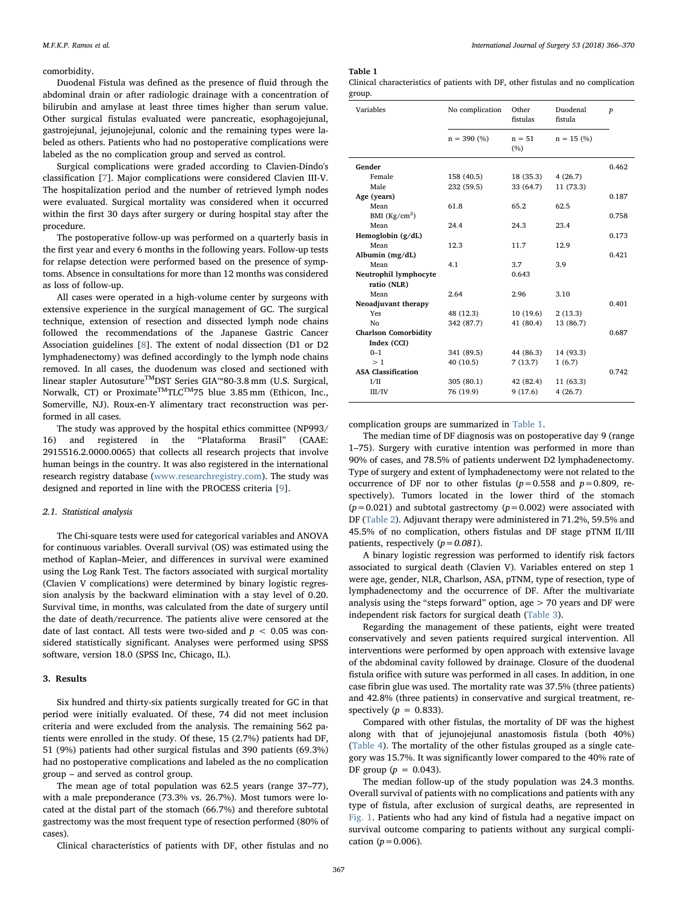comorbidity.

Duodenal Fistula was defined as the presence of fluid through the abdominal drain or after radiologic drainage with a concentration of bilirubin and amylase at least three times higher than serum value. Other surgical fistulas evaluated were pancreatic, esophagojejunal, gastrojejunal, jejunojejunal, colonic and the remaining types were labeled as others. Patients who had no postoperative complications were labeled as the no complication group and served as control.

Surgical complications were graded according to Clavien-Dindo's classification [7]. Major complications were considered Clavien III-V. The hospitalization period and the number of retrieved lymph nodes were evaluated. Surgical mortality was considered when it occurred within the first 30 days after surgery or during hospital stay after the procedure.

The postoperative follow-up was performed on a quarterly basis in the first year and every 6 months in the following years. Follow-up tests for relapse detection were performed based on the presence of symptoms. Absence in consultations for more than 12 months was considered as loss of follow-up.

All cases were operated in a high-volume center by surgeons with extensive experience in the surgical management of GC. The surgical technique, extension of resection and dissected lymph node chains followed the recommendations of the Japanese Gastric Cancer Association guidelines [8]. The extent of nodal dissection (D1 or D2 lymphadenectomy) was defined accordingly to the lymph node chains removed. In all cases, the duodenum was closed and sectioned with linear stapler Autosuture™DST Series GIA™80-3.8 mm (U.S. Surgical, Norwalk, CT) or Proximate™TLC™75 blue 3.85 mm (Ethicon, Inc., Somerville, NJ). Roux-en-Y alimentary tract reconstruction was performed in all cases.

The study was approved by the hospital ethics committee (NP993/16) and registered in the "Plataforma Brasil" (CAAE: 2915516.2.0000.0065) that collects all research projects that involve human beings in the country. It was also registered in the international research registry database (www.researchregistry.com). The study was designed and reported in line with the PROCESS criteria [9].

### 2.1. Statistical analysis

The Chi-square tests were used for categorical variables and ANOVA for continuous variables. Overall survival (OS) was estimated using the method of Kaplan–Meier, and differences in survival were examined using the Log Rank Test. The factors associated with surgical mortality (Clavien V complications) were determined by binary logistic regression analysis by the backward elimination with a stay level of 0.20. Survival time, in months, was calculated from the date of surgery until the date of death/recurrence. The patients alive were censored at the date of last contact. All tests were two-sided and $p < 0.05$ was considered statistically significant. Analyses were performed using SPSS software, version 18.0 (SPSS Inc, Chicago, IL).

## 3. Results

Six hundred and thirty-six patients surgically treated for GC in that period were initially evaluated. Of these, 74 did not meet inclusion criteria and were excluded from the analysis. The remaining 562 patients were enrolled in the study. Of these, 15 (2.7%) patients had DF, 51 (9%) patients had other surgical fistulas and 390 patients (69.3%) had no postoperative complications and labeled as the no complication group – and served as control group.

The mean age of total population was 62.5 years (range 37–77), with a male preponderance (73.3% vs. 26.7%). Most tumors were located at the distal part of the stomach (66.7%) and therefore subtotal gastrectomy was the most frequent type of resection performed (80% of cases).

Clinical characteristics of patients with DF, other fistulas and no complication groups are summarized in Table 1.

**Table 1**
Clinical characteristics of patients with DF, other fistulas and no complication group.

| Variables | No complication | Other fistulas | Duodenal fistula | p |
|---|---|---|---|---|
| | n = 390 (%) | n = 51 (%) | n = 15 (%) | |
| **Gender** | | | | 0.462 |
| Female | 158 (40.5) | 18 (35.3) | 4 (26.7) | |
| Male | 232 (59.5) | 33 (64.7) | 11 (73.3) | |
| **Age (years)** | | | | 0.187 |
| Mean | 61.8 | 65.2 | 62.5 | |
| BMI (Kg/cm$^2$) | | | | 0.758 |
| Mean | 24.4 | 24.3 | 23.4 | |
| **Hemoglobin (g/dL)** | | | | 0.173 |
| Mean | 12.3 | 11.7 | 12.9 | |
| **Albumin (mg/dL)** | | | | 0.421 |
| Mean | 4.1 | 3.7 | 3.9 | |
| **Neutrophil lymphocyte ratio (NLR)** | | 0.643 | | |
| Mean | 2.64 | 2.96 | 3.10 | |
| **Neoadjuvant therapy** | | | | 0.401 |
| Yes | 48 (12.3) | 10 (19.6) | 2 (13.3) | |
| No | 342 (87.7) | 41 (80.4) | 13 (86.7) | |
| **Charlson Comorbidity Index (CCI)** | | | | 0.687 |
| 0–1 | 341 (89.5) | 44 (86.3) | 14 (93.3) | |
| > 1 | 40 (10.5) | 7 (13.7) | 1 (6.7) | |
| **ASA Classification** | | | | 0.742 |
| I/II | 305 (80.1) | 42 (82.4) | 11 (63.3) | |
| III/IV | 76 (19.9) | 9 (17.6) | 4 (26.7) | |

The median time of DF diagnosis was on postoperative day 9 (range 1–75). Surgery with curative intention was performed in more than 90% of cases, and 78.5% of patients underwent D2 lymphadenectomy. Type of surgery and extent of lymphadenectomy were not related to the occurrence of DF nor to other fistulas ($p = 0.558$ and $p = 0.809$, respectively). Tumors located in the lower third of the stomach ($p = 0.021$) and subtotal gastrectomy ($p = 0.002$) were associated with DF (Table 2). Adjuvant therapy were administered in 71.2%, 59.5% and 45.5% of no complication, others fistulas and DF stage pTNM II/III patients, respectively (*p = 0.081*).

A binary logistic regression was performed to identify risk factors associated to surgical death (Clavien V). Variables entered on step 1 were age, gender, NLR, Charlson, ASA, pTNM, type of resection, type of lymphadenectomy and the occurrence of DF. After the multivariate analysis using the "steps forward" option, age > 70 years and DF were independent risk factors for surgical death (Table 3).

Regarding the management of these patients, eight were treated conservatively and seven patients required surgical intervention. All interventions were performed by open approach with extensive lavage of the abdominal cavity followed by drainage. Closure of the duodenal fistula orifice with suture was performed in all cases. In addition, in one case fibrin glue was used. The mortality rate was 37.5% (three patients) and 42.8% (three patients) in conservative and surgical treatment, respectively ($p = 0.833$).

Compared with other fistulas, the mortality of DF was the highest along with that of jejunojejunal anastomosis fistula (both 40%) (Table 4). The mortality of the other fistulas grouped as a single category was 15.7%. It was significantly lower compared to the 40% rate of DF group ($p = 0.043$).

The median follow-up of the study population was 24.3 months. Overall survival of patients with no complications and patients with any type of fistula, after exclusion of surgical deaths, are represented in Fig. 1. Patients who had any kind of fistula had a negative impact on survival outcome comparing to patients without any surgical complication ($p = 0.006$).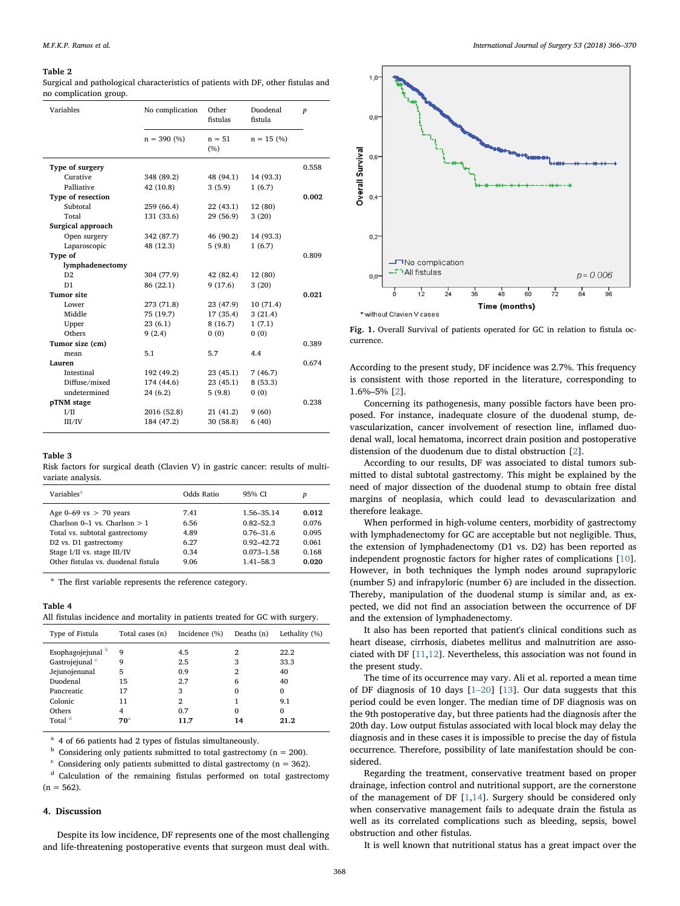**Table 2**
Surgical and pathological characteristics of patients with DF, other fistulas and no complication group.

| Variables | No complication | Other fistulas | Duodenal fistula | p |
|---|---|---|---|---|
| | n = 390 (%) | n = 51 (%) | n = 15 (%) | |
| **Type of surgery** | | | | 0.558 |
| Curative | 348 (89.2) | 48 (94.1) | 14 (93.3) | |
| Palliative | 42 (10.8) | 3 (5.9) | 1 (6.7) | |
| **Type of resection** | | | | **0.002** |
| Subtotal | 259 (66.4) | 22 (43.1) | 12 (80) | |
| Total | 131 (33.6) | 29 (56.9) | 3 (20) | |
| **Surgical approach** | | | | |
| Open surgery | 342 (87.7) | 46 (90.2) | 14 (93.3) | |
| Laparoscopic | 48 (12.3) | 5 (9.8) | 1 (6.7) | |
| **Type of lymphadenectomy** | | | | 0.809 |
| D2 | 304 (77.9) | 42 (82.4) | 12 (80) | |
| D1 | 86 (22.1) | 9 (17.6) | 3 (20) | |
| **Tumor site** | | | | **0.021** |
| Lower | 273 (71.8) | 23 (47.9) | 10 (71.4) | |
| Middle | 75 (19.7) | 17 (35.4) | 3 (21.4) | |
| Upper | 23 (6.1) | 8 (16.7) | 1 (7.1) | |
| Others | 9 (2.4) | 0 (0) | 0 (0) | |
| **Tumor size (cm)** | | | | 0.389 |
| mean | 5.1 | 5.7 | 4.4 | |
| **Lauren** | | | | 0.674 |
| Intestinal | 192 (49.2) | 23 (45.1) | 7 (46.7) | |
| Diffuse/mixed | 174 (44.6) | 23 (45.1) | 8 (53.3) | |
| undetermined | 24 (6.2) | 5 (9.8) | 0 (0) | |
| **pTNM stage** | | | | 0.238 |
| I/II | 2016 (52.8) | 21 (41.2) | 9 (60) | |
| III/IV | 184 (47.2) | 30 (58.8) | 6 (40) | |

**Table 3**
Risk factors for surgical death (Clavien V) in gastric cancer: results of multivariate analysis.

| Variables[a] | Odds Ratio | 95% CI | p |
|---|---|---|---|
| Age 0–69 vs > 70 years | 7.41 | 1.56–35.14 | **0.012** |
| Charlson 0–1 vs. Charlson > 1 | 6.56 | 0.82–52.3 | 0.076 |
| Total vs. subtotal gastrectomy | 4.89 | 0.76–31.6 | 0.095 |
| D2 vs. D1 gastrectomy | 6.27 | 0.92–42.72 | 0.061 |
| Stage I/II vs. stage III/IV | 0.34 | 0.073–1.58 | 0.168 |
| Other fistulas vs. duodenal fistula | 9.06 | 1.41–58.3 | **0.020** |

[a] The first variable represents the reference category.

**Table 4**
All fistulas incidence and mortality in patients treated for GC with surgery.

| Type of Fistula | Total cases (n) | Incidence (%) | Deaths (n) | Lethality (%) |
|---|---|---|---|---|
| Esophagojejunal [b] | 9 | 4.5 | 2 | 22.2 |
| Gastrojejunal [c] | 9 | 2.5 | 3 | 33.3 |
| Jejunojenunal | 5 | 0.9 | 2 | 40 |
| Duodenal | 15 | 2.7 | 6 | 40 |
| Pancreatic | 17 | 3 | 0 | 0 |
| Colonic | 11 | 2 | 1 | 9.1 |
| Others | 4 | 0.7 | 0 | 0 |
| Total [d] | **70**[a] | **11.7** | **14** | **21.2** |

[a] 4 of 66 patients had 2 types of fistulas simultaneously.
[b] Considering only patients submitted to total gastrectomy (n = 200).
[c] Considering only patients submitted to distal gastrectomy (n = 362).
[d] Calculation of the remaining fistulas performed on total gastrectomy (n = 562).

Fig. 1. Overall Survival of patients operated for GC in relation to fistula occurrence.

*without Clavien V cases

## 4. Discussion

Despite its low incidence, DF represents one of the most challenging and life-threatening postoperative events that surgeon must deal with. According to the present study, DF incidence was 2.7%. This frequency is consistent with those reported in the literature, corresponding to 1.6%–5% [2].

Concerning its pathogenesis, many possible factors have been proposed. For instance, inadequate closure of the duodenal stump, devascularization, cancer involvement of resection line, inflamed duodenal wall, local hematoma, incorrect drain position and postoperative distension of the duodenum due to distal obstruction [2].

According to our results, DF was associated to distal tumors submitted to distal subtotal gastrectomy. This might be explained by the need of major dissection of the duodenal stump to obtain free distal margins of neoplasia, which could lead to devascularization and therefore leakage.

When performed in high-volume centers, morbidity of gastrectomy with lymphadenectomy for GC are acceptable but not negligible. Thus, the extension of lymphadenectomy (D1 vs. D2) has been reported as independent prognostic factors for higher rates of complications [10]. However, in both techniques the lymph nodes around suprapyloric (number 5) and infrapyloric (number 6) are included in the dissection. Thereby, manipulation of the duodenal stump is similar and, as expected, we did not find an association between the occurrence of DF and the extension of lymphadenectomy.

It also has been reported that patient's clinical conditions such as heart disease, cirrhosis, diabetes mellitus and malnutrition are associated with DF [11,12]. Nevertheless, this association was not found in the present study.

The time of its occurrence may vary. Ali et al. reported a mean time of DF diagnosis of 10 days [1–20] [13]. Our data suggests that this period could be even longer. The median time of DF diagnosis was on the 9th postoperative day, but three patients had the diagnosis after the 20th day. Low output fistulas associated with local block may delay the diagnosis and in these cases it is impossible to precise the day of fistula occurrence. Therefore, possibility of late manifestation should be considered.

Regarding the treatment, conservative treatment based on proper drainage, infection control and nutritional support, are the cornerstone of the management of DF [1,14]. Surgery should be considered only when conservative management fails to adequate drain the fistula as well as its correlated complications such as bleeding, sepsis, bowel obstruction and other fistulas.

It is well known that nutritional status has a great impact over the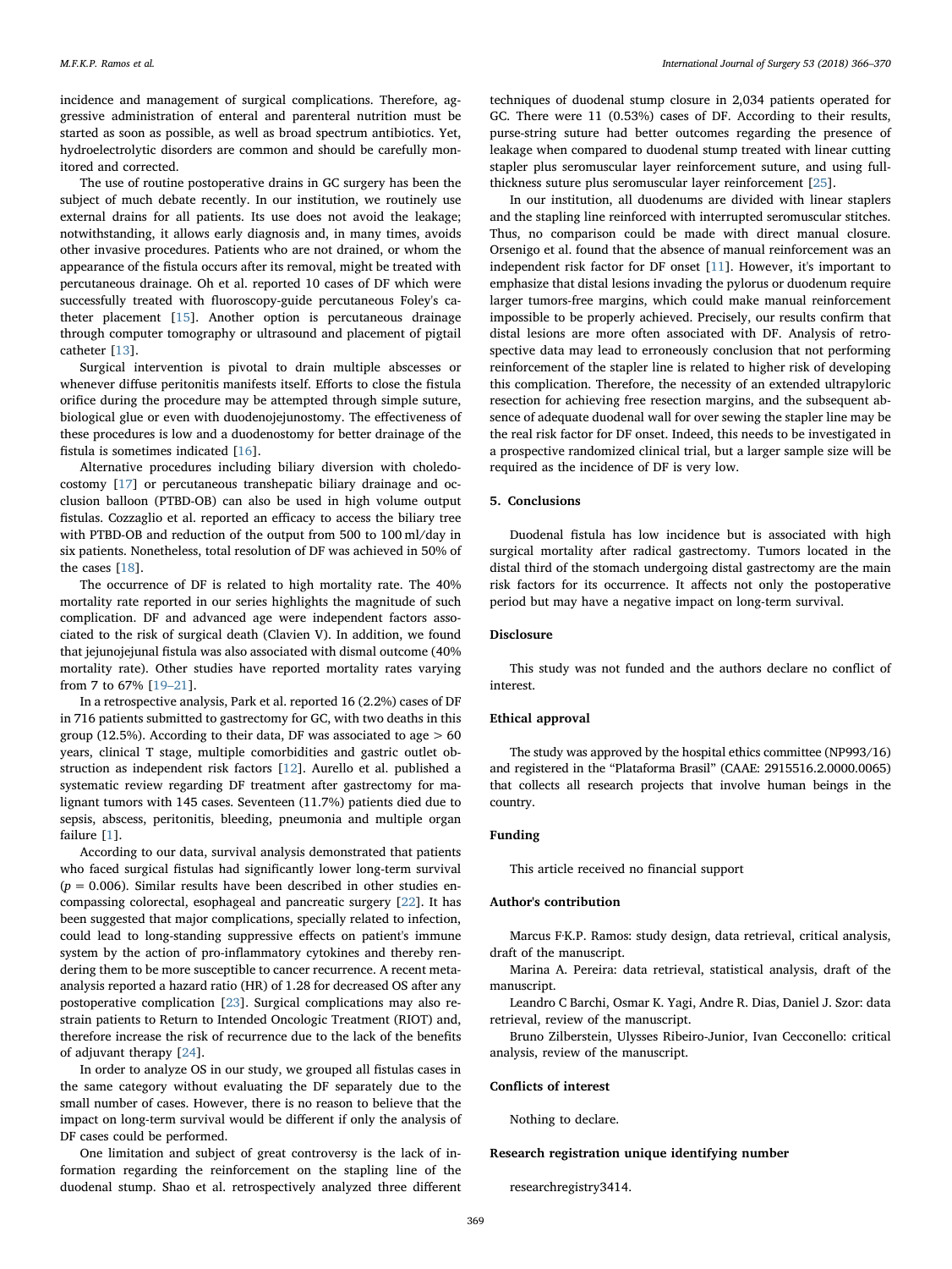incidence and management of surgical complications. Therefore, aggressive administration of enteral and parenteral nutrition must be started as soon as possible, as well as broad spectrum antibiotics. Yet, hydroelectrolytic disorders are common and should be carefully monitored and corrected.

The use of routine postoperative drains in GC surgery has been the subject of much debate recently. In our institution, we routinely use external drains for all patients. Its use does not avoid the leakage; notwithstanding, it allows early diagnosis and, in many times, avoids other invasive procedures. Patients who are not drained, or whom the appearance of the fistula occurs after its removal, might be treated with percutaneous drainage. Oh et al. reported 10 cases of DF which were successfully treated with fluoroscopy-guide percutaneous Foley's catheter placement [15]. Another option is percutaneous drainage through computer tomography or ultrasound and placement of pigtail catheter [13].

Surgical intervention is pivotal to drain multiple abscesses or whenever diffuse peritonitis manifests itself. Efforts to close the fistula orifice during the procedure may be attempted through simple suture, biological glue or even with duodenojejunostomy. The effectiveness of these procedures is low and a duodenostomy for better drainage of the fistula is sometimes indicated [16].

Alternative procedures including biliary diversion with choledocostomy [17] or percutaneous transhepatic biliary drainage and occlusion balloon (PTBD-OB) can also be used in high volume output fistulas. Cozzaglio et al. reported an efficacy to access the biliary tree with PTBD-OB and reduction of the output from 500 to 100 ml/day in six patients. Nonetheless, total resolution of DF was achieved in 50% of the cases [18].

The occurrence of DF is related to high mortality rate. The 40% mortality rate reported in our series highlights the magnitude of such complication. DF and advanced age were independent factors associated to the risk of surgical death (Clavien V). In addition, we found that jejunojejunal fistula was also associated with dismal outcome (40% mortality rate). Other studies have reported mortality rates varying from 7 to 67% [19–21].

In a retrospective analysis, Park et al. reported 16 (2.2%) cases of DF in 716 patients submitted to gastrectomy for GC, with two deaths in this group (12.5%). According to their data, DF was associated to age > 60 years, clinical T stage, multiple comorbidities and gastric outlet obstruction as independent risk factors [12]. Aurello et al. published a systematic review regarding DF treatment after gastrectomy for malignant tumors with 145 cases. Seventeen (11.7%) patients died due to sepsis, abscess, peritonitis, bleeding, pneumonia and multiple organ failure [1].

According to our data, survival analysis demonstrated that patients who faced surgical fistulas had significantly lower long-term survival ($p = 0.006$). Similar results have been described in other studies encompassing colorectal, esophageal and pancreatic surgery [22]. It has been suggested that major complications, specially related to infection, could lead to long-standing suppressive effects on patient's immune system by the action of pro-inflammatory cytokines and thereby rendering them to be more susceptible to cancer recurrence. A recent meta-analysis reported a hazard ratio (HR) of 1.28 for decreased OS after any postoperative complication [23]. Surgical complications may also restrain patients to Return to Intended Oncologic Treatment (RIOT) and, therefore increase the risk of recurrence due to the lack of the benefits of adjuvant therapy [24].

In order to analyze OS in our study, we grouped all fistulas cases in the same category without evaluating the DF separately due to the small number of cases. However, there is no reason to believe that the impact on long-term survival would be different if only the analysis of DF cases could be performed.

One limitation and subject of great controversy is the lack of information regarding the reinforcement on the stapling line of the duodenal stump. Shao et al. retrospectively analyzed three different techniques of duodenal stump closure in 2,034 patients operated for GC. There were 11 (0.53%) cases of DF. According to their results, purse-string suture had better outcomes regarding the presence of leakage when compared to duodenal stump treated with linear cutting stapler plus seromuscular layer reinforcement suture, and using full-thickness suture plus seromuscular layer reinforcement [25].

In our institution, all duodenums are divided with linear staplers and the stapling line reinforced with interrupted seromuscular stitches. Thus, no comparison could be made with direct manual closure. Orsenigo et al. found that the absence of manual reinforcement was an independent risk factor for DF onset [11]. However, it's important to emphasize that distal lesions invading the pylorus or duodenum require larger tumors-free margins, which could make manual reinforcement impossible to be properly achieved. Precisely, our results confirm that distal lesions are more often associated with DF. Analysis of retrospective data may lead to erroneously conclusion that not performing reinforcement of the stapler line is related to higher risk of developing this complication. Therefore, the necessity of an extended ultrapyloric resection for achieving free resection margins, and the subsequent absence of adequate duodenal wall for over sewing the stapler line may be the real risk factor for DF onset. Indeed, this needs to be investigated in a prospective randomized clinical trial, but a larger sample size will be required as the incidence of DF is very low.

## 5. Conclusions

Duodenal fistula has low incidence but is associated with high surgical mortality after radical gastrectomy. Tumors located in the distal third of the stomach undergoing distal gastrectomy are the main risk factors for its occurrence. It affects not only the postoperative period but may have a negative impact on long-term survival.

## Disclosure

This study was not funded and the authors declare no conflict of interest.

## Ethical approval

The study was approved by the hospital ethics committee (NP993/16) and registered in the "Plataforma Brasil" (CAAE: 2915516.2.0000.0065) that collects all research projects that involve human beings in the country.

## Funding

This article received no financial support

## Author's contribution

Marcus F·K.P. Ramos: study design, data retrieval, critical analysis, draft of the manuscript.

Marina A. Pereira: data retrieval, statistical analysis, draft of the manuscript.

Leandro C Barchi, Osmar K. Yagi, Andre R. Dias, Daniel J. Szor: data retrieval, review of the manuscript.

Bruno Zilberstein, Ulysses Ribeiro-Junior, Ivan Cecconello: critical analysis, review of the manuscript.

## Conflicts of interest

Nothing to declare.

## Research registration unique identifying number

researchregistry3414.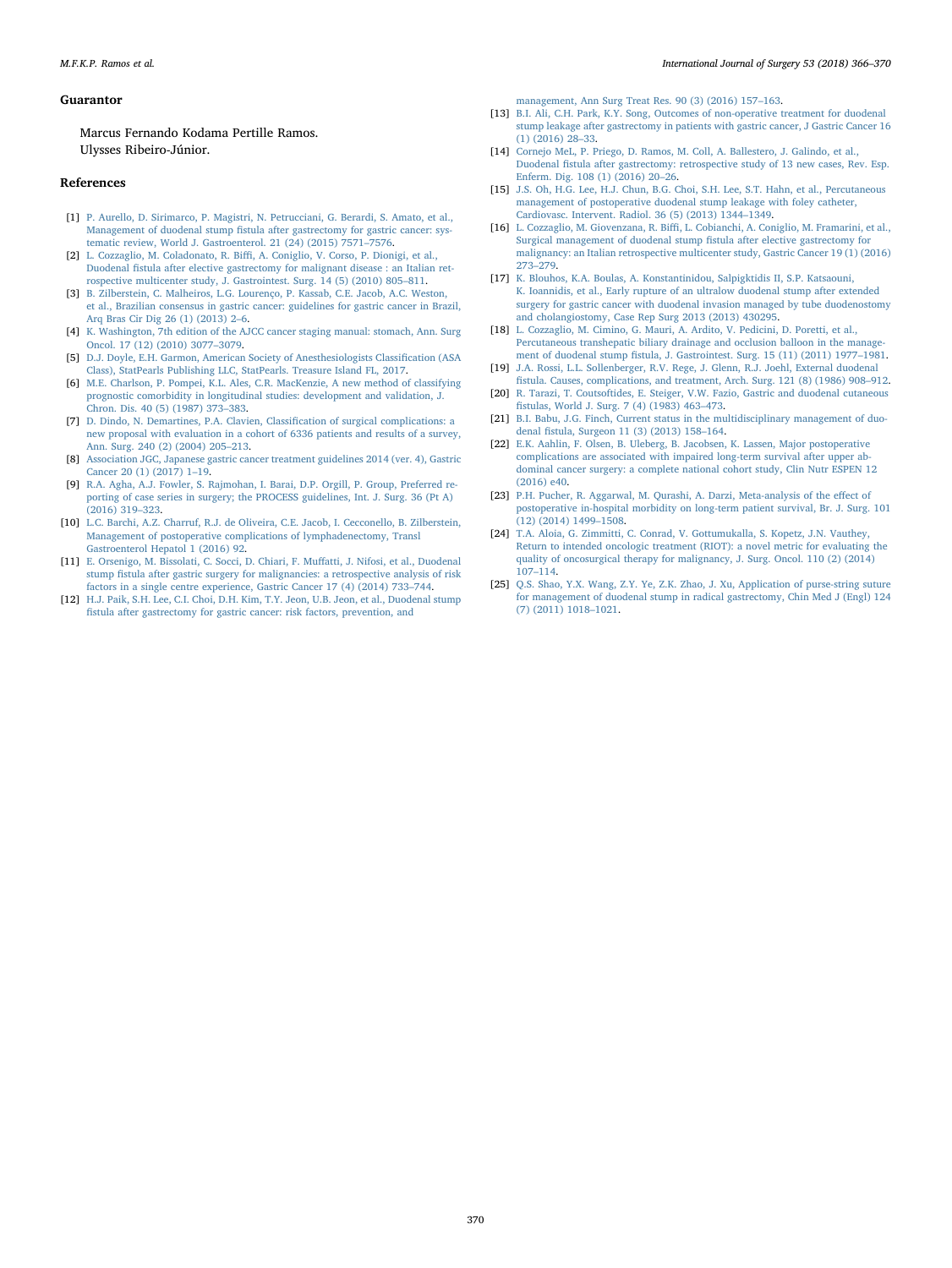## Guarantor

Marcus Fernando Kodama Pertille Ramos.
Ulysses Ribeiro-Júnior.

## References

[1] P. Aurello, D. Sirimarco, P. Magistri, N. Petrucciani, G. Berardi, S. Amato, et al., Management of duodenal stump fistula after gastrectomy for gastric cancer: systematic review, World J. Gastroenterol. 21 (24) (2015) 7571–7576.

[2] L. Cozzaglio, M. Coladonato, R. Biffi, A. Coniglio, V. Corso, P. Dionigi, et al., Duodenal fistula after elective gastrectomy for malignant disease : an Italian retrospective multicenter study, J. Gastrointest. Surg. 14 (5) (2010) 805–811.

[3] B. Zilberstein, C. Malheiros, L.G. Lourenço, P. Kassab, C.E. Jacob, A.C. Weston, et al., Brazilian consensus in gastric cancer: guidelines for gastric cancer in Brazil, Arq Bras Cir Dig 26 (1) (2013) 2–6.

[4] K. Washington, 7th edition of the AJCC cancer staging manual: stomach, Ann. Surg Oncol. 17 (12) (2010) 3077–3079.

[5] D.J. Doyle, E.H. Garmon, American Society of Anesthesiologists Classification (ASA Class), StatPearls Publishing LLC, StatPearls. Treasure Island FL, 2017.

[6] M.E. Charlson, P. Pompei, K.L. Ales, C.R. MacKenzie, A new method of classifying prognostic comorbidity in longitudinal studies: development and validation, J. Chron. Dis. 40 (5) (1987) 373–383.

[7] D. Dindo, N. Demartines, P.A. Clavien, Classification of surgical complications: a new proposal with evaluation in a cohort of 6336 patients and results of a survey, Ann. Surg. 240 (2) (2004) 205–213.

[8] Association JGC, Japanese gastric cancer treatment guidelines 2014 (ver. 4), Gastric Cancer 20 (1) (2017) 1–19.

[9] R.A. Agha, A.J. Fowler, S. Rajmohan, I. Barai, D.P. Orgill, P. Group, Preferred reporting of case series in surgery; the PROCESS guidelines, Int. J. Surg. 36 (Pt A) (2016) 319–323.

[10] L.C. Barchi, A.Z. Charruf, R.J. de Oliveira, C.E. Jacob, I. Cecconello, B. Zilberstein, Management of postoperative complications of lymphadenectomy, Transl Gastroenterol Hepatol 1 (2016) 92.

[11] E. Orsenigo, M. Bissolati, C. Socci, D. Chiari, F. Muffatti, J. Nifosi, et al., Duodenal stump fistula after gastric surgery for malignancies: a retrospective analysis of risk factors in a single centre experience, Gastric Cancer 17 (4) (2014) 733–744.

[12] H.J. Paik, S.H. Lee, C.I. Choi, D.H. Kim, T.Y. Jeon, U.B. Jeon, et al., Duodenal stump fistula after gastrectomy for gastric cancer: risk factors, prevention, and management, Ann Surg Treat Res. 90 (3) (2016) 157–163.

[13] B.I. Ali, C.H. Park, K.Y. Song, Outcomes of non-operative treatment for duodenal stump leakage after gastrectomy in patients with gastric cancer, J Gastric Cancer 16 (1) (2016) 28–33.

[14] Cornejo MeL, P. Priego, D. Ramos, M. Coll, A. Ballestero, J. Galindo, et al., Duodenal fistula after gastrectomy: retrospective study of 13 new cases, Rev. Esp. Enferm. Dig. 108 (1) (2016) 20–26.

[15] J.S. Oh, H.G. Lee, H.J. Chun, B.G. Choi, S.H. Lee, S.T. Hahn, et al., Percutaneous management of postoperative duodenal stump leakage with foley catheter, Cardiovasc. Intervent. Radiol. 36 (5) (2013) 1344–1349.

[16] L. Cozzaglio, M. Giovenzana, R. Biffi, L. Cobianchi, A. Coniglio, M. Framarini, et al., Surgical management of duodenal stump fistula after elective gastrectomy for malignancy: an Italian retrospective multicenter study, Gastric Cancer 19 (1) (2016) 273–279.

[17] K. Blouhos, K.A. Boulas, A. Konstantinidou, Salpigktidis II, S.P. Katsaouni, K. Ioannidis, et al., Early rupture of an ultralow duodenal stump after extended surgery for gastric cancer with duodenal invasion managed by tube duodenostomy and cholangiostomy, Case Rep Surg 2013 (2013) 430295.

[18] L. Cozzaglio, M. Cimino, G. Mauri, A. Ardito, V. Pedicini, D. Poretti, et al., Percutaneous transhepatic biliary drainage and occlusion balloon in the management of duodenal stump fistula, J. Gastrointest. Surg. 15 (11) (2011) 1977–1981.

[19] J.A. Rossi, L.L. Sollenberger, R.V. Rege, J. Glenn, R.J. Joehl, External duodenal fistula. Causes, complications, and treatment, Arch. Surg. 121 (8) (1986) 908–912.

[20] R. Tarazi, T. Coutsoftides, E. Steiger, V.W. Fazio, Gastric and duodenal cutaneous fistulas, World J. Surg. 7 (4) (1983) 463–473.

[21] B.I. Babu, J.G. Finch, Current status in the multidisciplinary management of duodenal fistula, Surgeon 11 (3) (2013) 158–164.

[22] E.K. Aahlin, F. Olsen, B. Uleberg, B. Jacobsen, K. Lassen, Major postoperative complications are associated with impaired long-term survival after upper abdominal cancer surgery: a complete national cohort study, Clin Nutr ESPEN 12 (2016) e40.

[23] P.H. Pucher, R. Aggarwal, M. Qurashi, A. Darzi, Meta-analysis of the effect of postoperative in-hospital morbidity on long-term patient survival, Br. J. Surg. 101 (12) (2014) 1499–1508.

[24] T.A. Aloia, G. Zimmitti, C. Conrad, V. Gottumukalla, S. Kopetz, J.N. Vauthey, Return to intended oncologic treatment (RIOT): a novel metric for evaluating the quality of oncosurgical therapy for malignancy, J. Surg. Oncol. 110 (2) (2014) 107–114.

[25] Q.S. Shao, Y.X. Wang, Z.Y. Ye, Z.K. Zhao, J. Xu, Application of purse-string suture for management of duodenal stump in radical gastrectomy, Chin Med J (Engl) 124 (7) (2011) 1018–1021.